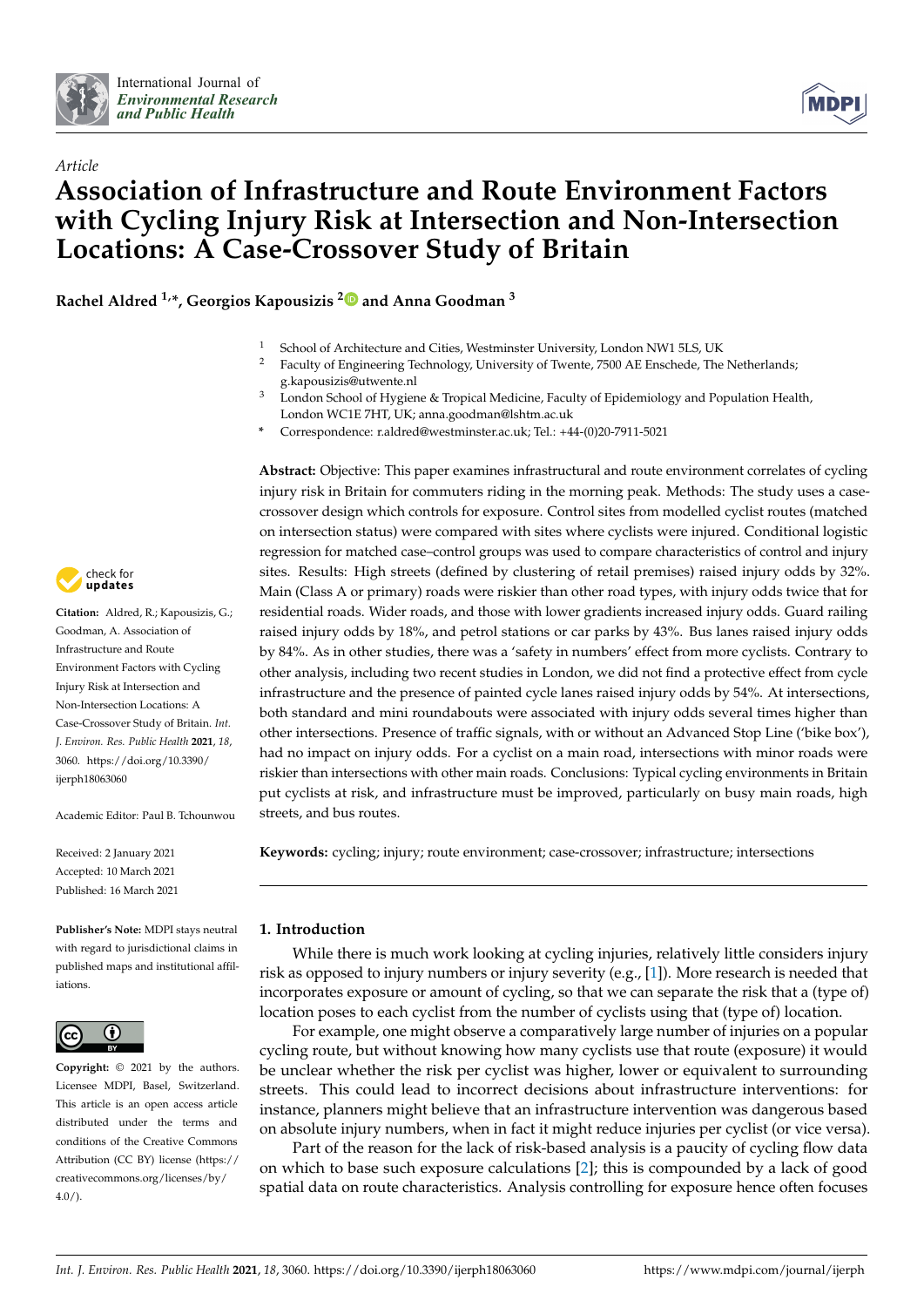*Article*

# Association of Infrastructure and Route Environment Factors with Cycling Injury Risk at Intersection and Non-Intersection Locations: A Case-Crossover Study of Britain

**Rachel Aldred [1,*], Georgios Kapousizis [2] and Anna Goodman [3]**

[1] School of Architecture and Cities, Westminster University, London NW1 5LS, UK
[2] Faculty of Engineering Technology, University of Twente, 7500 AE Enschede, The Netherlands; g.kapousizis@utwente.nl
[3] London School of Hygiene & Tropical Medicine, Faculty of Epidemiology and Population Health, London WC1E 7HT, UK; anna.goodman@lshtm.ac.uk
* Correspondence: r.aldred@westminster.ac.uk; Tel.: +44-(0)20-7911-5021

**Abstract:** Objective: This paper examines infrastructural and route environment correlates of cycling injury risk in Britain for commuters riding in the morning peak. Methods: The study uses a case-crossover design which controls for exposure. Control sites from modelled cyclist routes (matched on intersection status) were compared with sites where cyclists were injured. Conditional logistic regression for matched case–control groups was used to compare characteristics of control and injury sites. Results: High streets (defined by clustering of retail premises) raised injury odds by 32%. Main (Class A or primary) roads were riskier than other road types, with injury odds twice that for residential roads. Wider roads, and those with lower gradients increased injury odds. Guard railing raised injury odds by 18%, and petrol stations or car parks by 43%. Bus lanes raised injury odds by 84%. As in other studies, there was a 'safety in numbers' effect from more cyclists. Contrary to other analysis, including two recent studies in London, we did not find a protective effect from cycle infrastructure and the presence of painted cycle lanes raised injury odds by 54%. At intersections, both standard and mini roundabouts were associated with injury odds several times higher than other intersections. Presence of traffic signals, with or without an Advanced Stop Line ('bike box'), had no impact on injury odds. For a cyclist on a main road, intersections with minor roads were riskier than intersections with other main roads. Conclusions: Typical cycling environments in Britain put cyclists at risk, and infrastructure must be improved, particularly on busy main roads, high streets, and bus routes.

**Keywords:** cycling; injury; route environment; case-crossover; infrastructure; intersections

Citation: Aldred, R.; Kapousizis, G.; Goodman, A. Association of Infrastructure and Route Environment Factors with Cycling Injury Risk at Intersection and Non-Intersection Locations: A Case-Crossover Study of Britain. *Int. J. Environ. Res. Public Health* **2021**, *18*, 3060. https://doi.org/10.3390/ijerph18063060

Academic Editor: Paul B. Tchounwou

Received: 2 January 2021
Accepted: 10 March 2021
Published: 16 March 2021

**Publisher's Note:** MDPI stays neutral with regard to jurisdictional claims in published maps and institutional affiliations.

**Copyright:** © 2021 by the authors. Licensee MDPI, Basel, Switzerland. This article is an open access article distributed under the terms and conditions of the Creative Commons Attribution (CC BY) license (https://creativecommons.org/licenses/by/4.0/).

## 1. Introduction

While there is much work looking at cycling injuries, relatively little considers injury risk as opposed to injury numbers or injury severity (e.g., [1]). More research is needed that incorporates exposure or amount of cycling, so that we can separate the risk that a (type of) location poses to each cyclist from the number of cyclists using that (type of) location.

For example, one might observe a comparatively large number of injuries on a popular cycling route, but without knowing how many cyclists use that route (exposure) it would be unclear whether the risk per cyclist was higher, lower or equivalent to surrounding streets. This could lead to incorrect decisions about infrastructure interventions: for instance, planners might believe that an infrastructure intervention was dangerous based on absolute injury numbers, when in fact it might reduce injuries per cyclist (or vice versa).

Part of the reason for the lack of risk-based analysis is a paucity of cycling flow data on which to base such exposure calculations [2]; this is compounded by a lack of good spatial data on route characteristics. Analysis controlling for exposure hence often focuses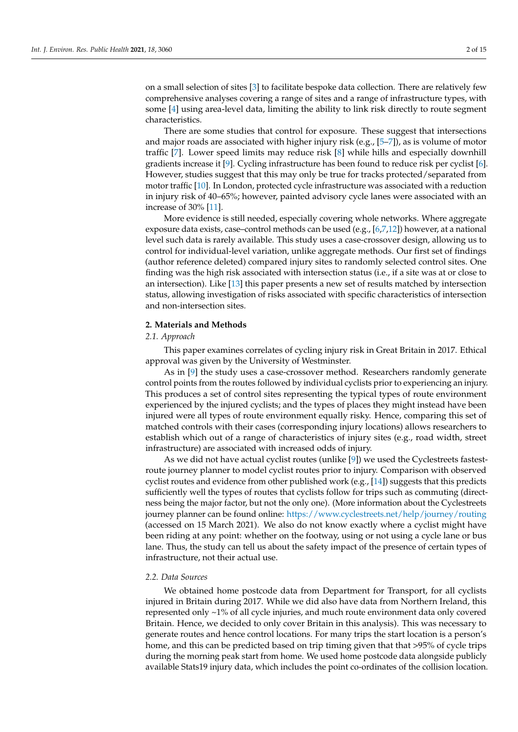on a small selection of sites [3] to facilitate bespoke data collection. There are relatively few comprehensive analyses covering a range of sites and a range of infrastructure types, with some [4] using area-level data, limiting the ability to link risk directly to route segment characteristics.

There are some studies that control for exposure. These suggest that intersections and major roads are associated with higher injury risk (e.g., [5–7]), as is volume of motor traffic [7]. Lower speed limits may reduce risk [8] while hills and especially downhill gradients increase it [9]. Cycling infrastructure has been found to reduce risk per cyclist [6]. However, studies suggest that this may only be true for tracks protected/separated from motor traffic [10]. In London, protected cycle infrastructure was associated with a reduction in injury risk of 40–65%; however, painted advisory cycle lanes were associated with an increase of 30% [11].

More evidence is still needed, especially covering whole networks. Where aggregate exposure data exists, case–control methods can be used (e.g., [6,7,12]) however, at a national level such data is rarely available. This study uses a case-crossover design, allowing us to control for individual-level variation, unlike aggregate methods. Our first set of findings (author reference deleted) compared injury sites to randomly selected control sites. One finding was the high risk associated with intersection status (i.e., if a site was at or close to an intersection). Like [13] this paper presents a new set of results matched by intersection status, allowing investigation of risks associated with specific characteristics of intersection and non-intersection sites.

## 2. Materials and Methods

### 2.1. Approach

This paper examines correlates of cycling injury risk in Great Britain in 2017. Ethical approval was given by the University of Westminster.

As in [9] the study uses a case-crossover method. Researchers randomly generate control points from the routes followed by individual cyclists prior to experiencing an injury. This produces a set of control sites representing the typical types of route environment experienced by the injured cyclists; and the types of places they might instead have been injured were all types of route environment equally risky. Hence, comparing this set of matched controls with their cases (corresponding injury locations) allows researchers to establish which out of a range of characteristics of injury sites (e.g., road width, street infrastructure) are associated with increased odds of injury.

As we did not have actual cyclist routes (unlike [9]) we used the Cyclestreets fastest-route journey planner to model cyclist routes prior to injury. Comparison with observed cyclist routes and evidence from other published work (e.g., [14]) suggests that this predicts sufficiently well the types of routes that cyclists follow for trips such as commuting (directness being the major factor, but not the only one). (More information about the Cyclestreets journey planner can be found online: https://www.cyclestreets.net/help/journey/routing (accessed on 15 March 2021). We also do not know exactly where a cyclist might have been riding at any point: whether on the footway, using or not using a cycle lane or bus lane. Thus, the study can tell us about the safety impact of the presence of certain types of infrastructure, not their actual use.

### 2.2. Data Sources

We obtained home postcode data from Department for Transport, for all cyclists injured in Britain during 2017. While we did also have data from Northern Ireland, this represented only ~1% of all cycle injuries, and much route environment data only covered Britain. Hence, we decided to only cover Britain in this analysis). This was necessary to generate routes and hence control locations. For many trips the start location is a person's home, and this can be predicted based on trip timing given that that >95% of cycle trips during the morning peak start from home. We used home postcode data alongside publicly available Stats19 injury data, which includes the point co-ordinates of the collision location.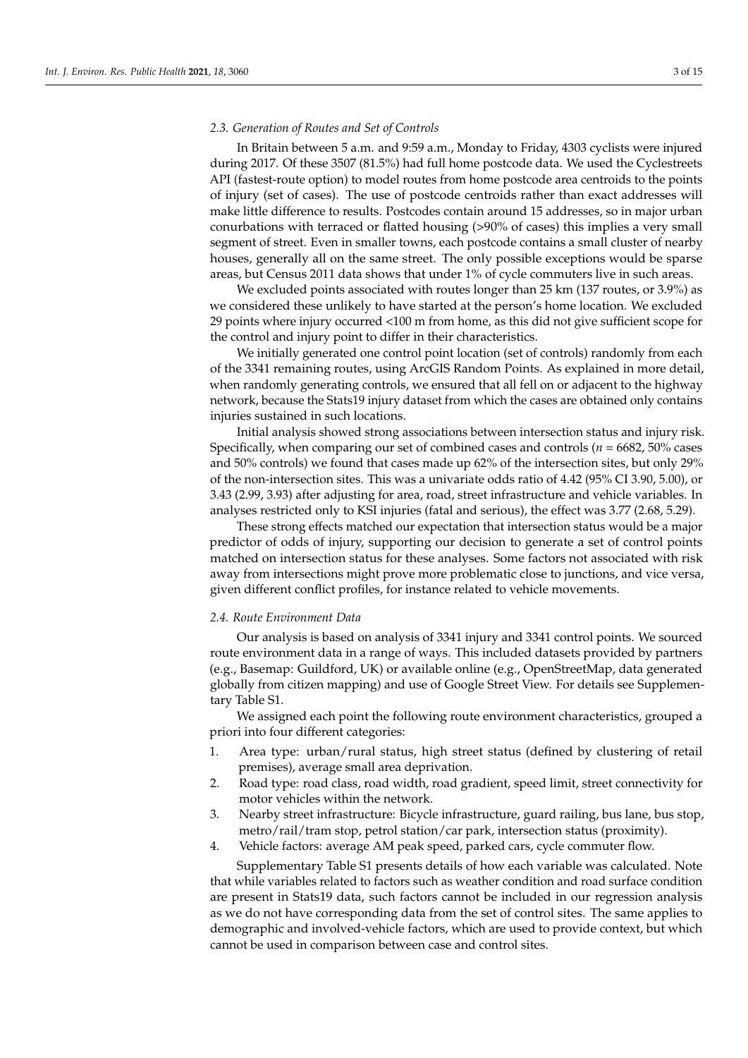### 2.3. Generation of Routes and Set of Controls

In Britain between 5 a.m. and 9:59 a.m., Monday to Friday, 4303 cyclists were injured during 2017. Of these 3507 (81.5%) had full home postcode data. We used the Cyclestreets API (fastest-route option) to model routes from home postcode area centroids to the points of injury (set of cases). The use of postcode centroids rather than exact addresses will make little difference to results. Postcodes contain around 15 addresses, so in major urban conurbations with terraced or flatted housing (>90% of cases) this implies a very small segment of street. Even in smaller towns, each postcode contains a small cluster of nearby houses, generally all on the same street. The only possible exceptions would be sparse areas, but Census 2011 data shows that under 1% of cycle commuters live in such areas.

We excluded points associated with routes longer than 25 km (137 routes, or 3.9%) as we considered these unlikely to have started at the person's home location. We excluded 29 points where injury occurred <100 m from home, as this did not give sufficient scope for the control and injury point to differ in their characteristics.

We initially generated one control point location (set of controls) randomly from each of the 3341 remaining routes, using ArcGIS Random Points. As explained in more detail, when randomly generating controls, we ensured that all fell on or adjacent to the highway network, because the Stats19 injury dataset from which the cases are obtained only contains injuries sustained in such locations.

Initial analysis showed strong associations between intersection status and injury risk. Specifically, when comparing our set of combined cases and controls ($n$ = 6682, 50% cases and 50% controls) we found that cases made up 62% of the intersection sites, but only 29% of the non-intersection sites. This was a univariate odds ratio of 4.42 (95% CI 3.90, 5.00), or 3.43 (2.99, 3.93) after adjusting for area, road, street infrastructure and vehicle variables. In analyses restricted only to KSI injuries (fatal and serious), the effect was 3.77 (2.68, 5.29).

These strong effects matched our expectation that intersection status would be a major predictor of odds of injury, supporting our decision to generate a set of control points matched on intersection status for these analyses. Some factors not associated with risk away from intersections might prove more problematic close to junctions, and vice versa, given different conflict profiles, for instance related to vehicle movements.

### 2.4. Route Environment Data

Our analysis is based on analysis of 3341 injury and 3341 control points. We sourced route environment data in a range of ways. This included datasets provided by partners (e.g., Basemap: Guildford, UK) or available online (e.g., OpenStreetMap, data generated globally from citizen mapping) and use of Google Street View. For details see Supplementary Table S1.

We assigned each point the following route environment characteristics, grouped a priori into four different categories:

1. Area type: urban/rural status, high street status (defined by clustering of retail premises), average small area deprivation.
2. Road type: road class, road width, road gradient, speed limit, street connectivity for motor vehicles within the network.
3. Nearby street infrastructure: Bicycle infrastructure, guard railing, bus lane, bus stop, metro/rail/tram stop, petrol station/car park, intersection status (proximity).
4. Vehicle factors: average AM peak speed, parked cars, cycle commuter flow.

Supplementary Table S1 presents details of how each variable was calculated. Note that while variables related to factors such as weather condition and road surface condition are present in Stats19 data, such factors cannot be included in our regression analysis as we do not have corresponding data from the set of control sites. The same applies to demographic and involved-vehicle factors, which are used to provide context, but which cannot be used in comparison between case and control sites.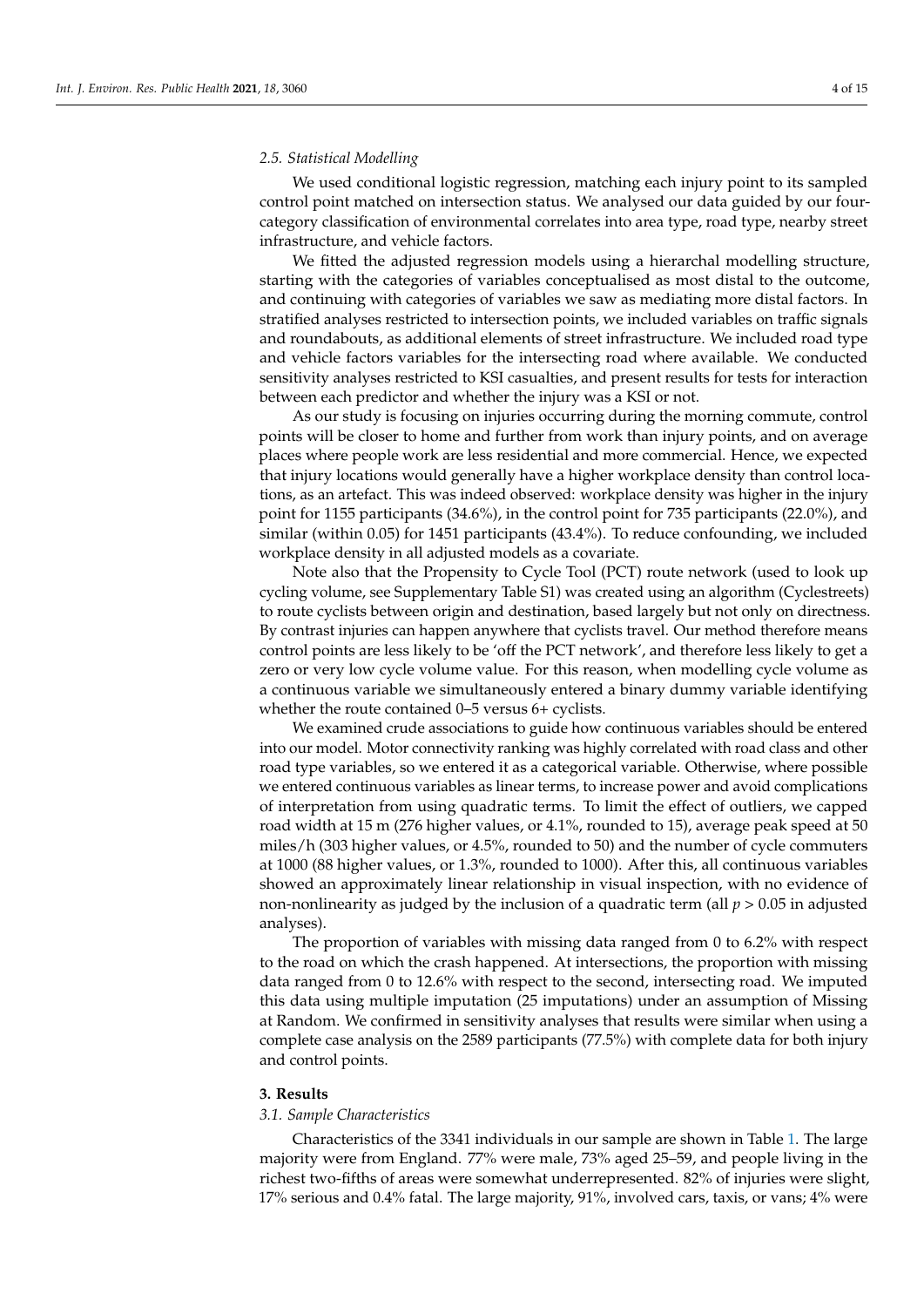### 2.5. Statistical Modelling

We used conditional logistic regression, matching each injury point to its sampled control point matched on intersection status. We analysed our data guided by our four-category classification of environmental correlates into area type, road type, nearby street infrastructure, and vehicle factors.

We fitted the adjusted regression models using a hierarchal modelling structure, starting with the categories of variables conceptualised as most distal to the outcome, and continuing with categories of variables we saw as mediating more distal factors. In stratified analyses restricted to intersection points, we included variables on traffic signals and roundabouts, as additional elements of street infrastructure. We included road type and vehicle factors variables for the intersecting road where available. We conducted sensitivity analyses restricted to KSI casualties, and present results for tests for interaction between each predictor and whether the injury was a KSI or not.

As our study is focusing on injuries occurring during the morning commute, control points will be closer to home and further from work than injury points, and on average places where people work are less residential and more commercial. Hence, we expected that injury locations would generally have a higher workplace density than control locations, as an artefact. This was indeed observed: workplace density was higher in the injury point for 1155 participants (34.6%), in the control point for 735 participants (22.0%), and similar (within 0.05) for 1451 participants (43.4%). To reduce confounding, we included workplace density in all adjusted models as a covariate.

Note also that the Propensity to Cycle Tool (PCT) route network (used to look up cycling volume, see Supplementary Table S1) was created using an algorithm (Cyclestreets) to route cyclists between origin and destination, based largely but not only on directness. By contrast injuries can happen anywhere that cyclists travel. Our method therefore means control points are less likely to be 'off the PCT network', and therefore less likely to get a zero or very low cycle volume value. For this reason, when modelling cycle volume as a continuous variable we simultaneously entered a binary dummy variable identifying whether the route contained 0–5 versus 6+ cyclists.

We examined crude associations to guide how continuous variables should be entered into our model. Motor connectivity ranking was highly correlated with road class and other road type variables, so we entered it as a categorical variable. Otherwise, where possible we entered continuous variables as linear terms, to increase power and avoid complications of interpretation from using quadratic terms. To limit the effect of outliers, we capped road width at 15 m (276 higher values, or 4.1%, rounded to 15), average peak speed at 50 miles/h (303 higher values, or 4.5%, rounded to 50) and the number of cycle commuters at 1000 (88 higher values, or 1.3%, rounded to 1000). After this, all continuous variables showed an approximately linear relationship in visual inspection, with no evidence of non-nonlinearity as judged by the inclusion of a quadratic term (all $p > 0.05$ in adjusted analyses).

The proportion of variables with missing data ranged from 0 to 6.2% with respect to the road on which the crash happened. At intersections, the proportion with missing data ranged from 0 to 12.6% with respect to the second, intersecting road. We imputed this data using multiple imputation (25 imputations) under an assumption of Missing at Random. We confirmed in sensitivity analyses that results were similar when using a complete case analysis on the 2589 participants (77.5%) with complete data for both injury and control points.

## 3. Results

### 3.1. Sample Characteristics

Characteristics of the 3341 individuals in our sample are shown in Table 1. The large majority were from England. 77% were male, 73% aged 25–59, and people living in the richest two-fifths of areas were somewhat underrepresented. 82% of injuries were slight, 17% serious and 0.4% fatal. The large majority, 91%, involved cars, taxis, or vans; 4% were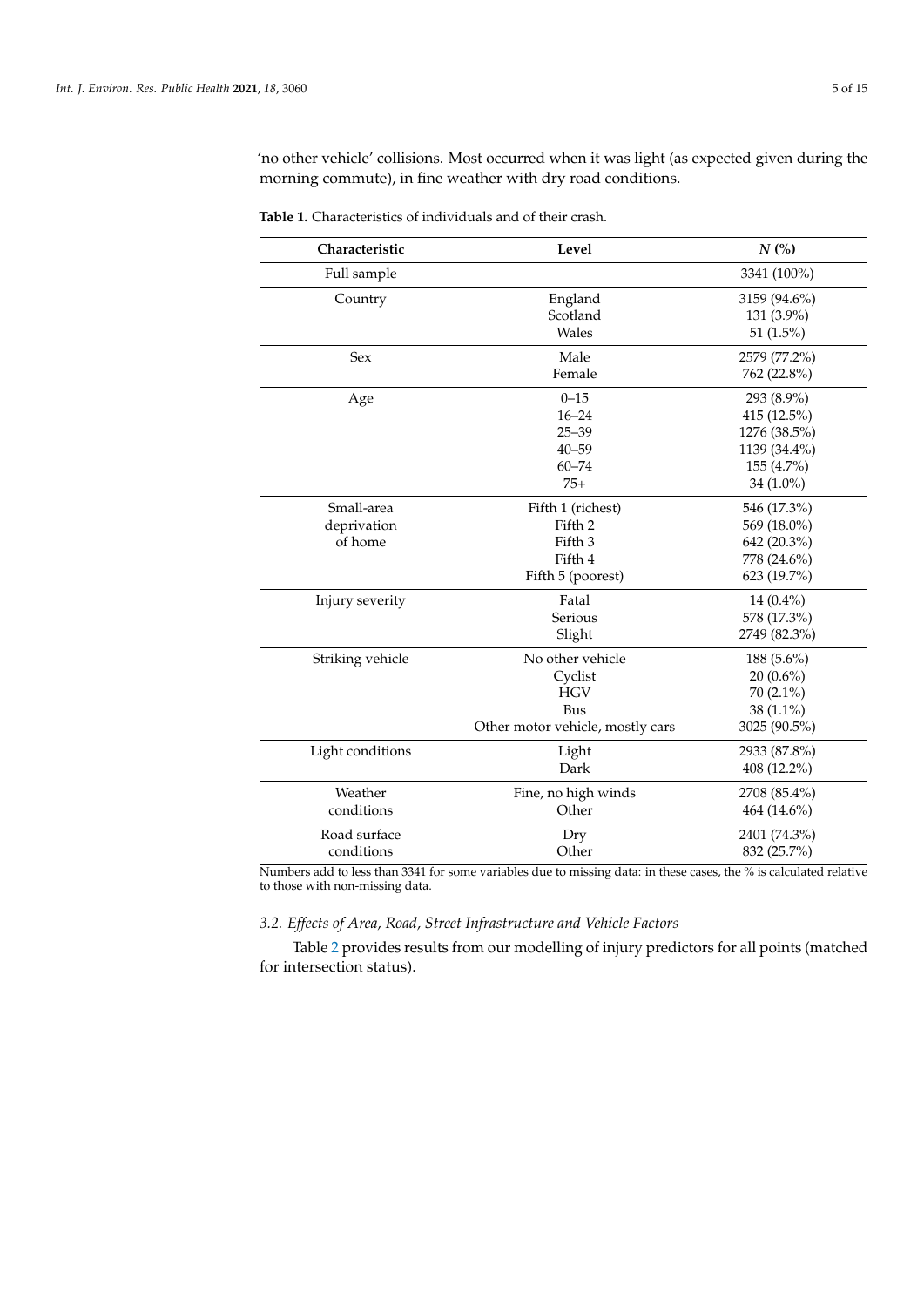'no other vehicle' collisions. Most occurred when it was light (as expected given during the morning commute), in fine weather with dry road conditions.

**Table 1.** Characteristics of individuals and of their crash.

| Characteristic | Level | *N* (%) |
|---|---|---|
| Full sample | | 3341 (100%) |
| Country | England | 3159 (94.6%) |
| | Scotland | 131 (3.9%) |
| | Wales | 51 (1.5%) |
| Sex | Male | 2579 (77.2%) |
| | Female | 762 (22.8%) |
| Age | 0–15 | 293 (8.9%) |
| | 16–24 | 415 (12.5%) |
| | 25–39 | 1276 (38.5%) |
| | 40–59 | 1139 (34.4%) |
| | 60–74 | 155 (4.7%) |
| | 75+ | 34 (1.0%) |
| Small-area deprivation of home | Fifth 1 (richest) | 546 (17.3%) |
| | Fifth 2 | 569 (18.0%) |
| | Fifth 3 | 642 (20.3%) |
| | Fifth 4 | 778 (24.6%) |
| | Fifth 5 (poorest) | 623 (19.7%) |
| Injury severity | Fatal | 14 (0.4%) |
| | Serious | 578 (17.3%) |
| | Slight | 2749 (82.3%) |
| Striking vehicle | No other vehicle | 188 (5.6%) |
| | Cyclist | 20 (0.6%) |
| | HGV | 70 (2.1%) |
| | Bus | 38 (1.1%) |
| | Other motor vehicle, mostly cars | 3025 (90.5%) |
| Light conditions | Light | 2933 (87.8%) |
| | Dark | 408 (12.2%) |
| Weather conditions | Fine, no high winds | 2708 (85.4%) |
| | Other | 464 (14.6%) |
| Road surface conditions | Dry | 2401 (74.3%) |
| | Other | 832 (25.7%) |

Numbers add to less than 3341 for some variables due to missing data: in these cases, the % is calculated relative to those with non-missing data.

### 3.2. Effects of Area, Road, Street Infrastructure and Vehicle Factors

Table 2 provides results from our modelling of injury predictors for all points (matched for intersection status).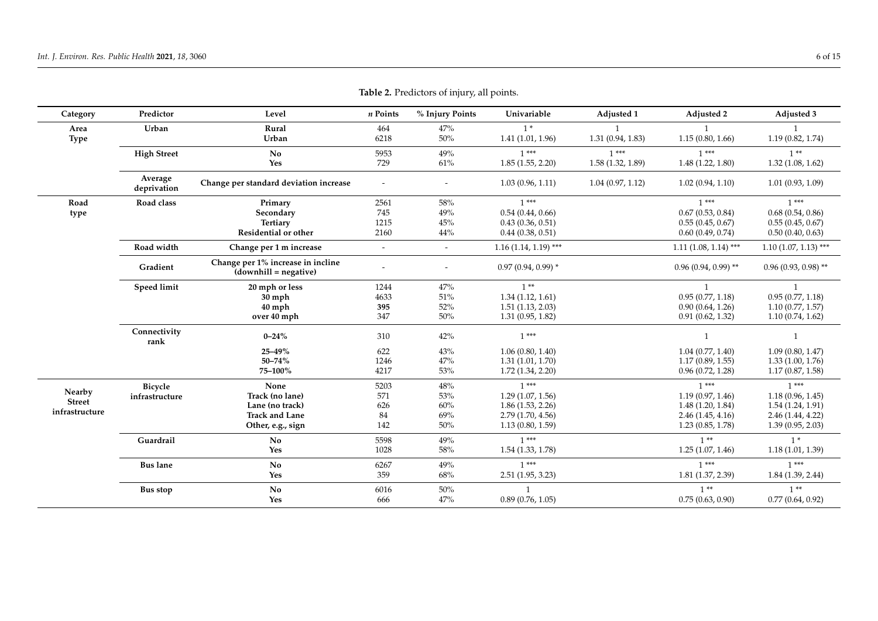**Table 2.** Predictors of injury, all points.

| Category | Predictor | Level | *n* Points | % Injury Points | Univariable | Adjusted 1 | Adjusted 2 | Adjusted 3 |
|---|---|---|---|---|---|---|---|---|
| Area Type | Urban | Rural | 464 | 47% | 1 * | 1 | 1 | 1 |
| | | Urban | 6218 | 50% | 1.41 (1.01, 1.96) | 1.31 (0.94, 1.83) | 1.15 (0.80, 1.66) | 1.19 (0.82, 1.74) |
| | High Street | No | 5953 | 49% | 1 *** | 1 *** | 1 *** | 1 ** |
| | | Yes | 729 | 61% | 1.85 (1.55, 2.20) | 1.58 (1.32, 1.89) | 1.48 (1.22, 1.80) | 1.32 (1.08, 1.62) |
| | Average deprivation | Change per standard deviation increase | - | - | 1.03 (0.96, 1.11) | 1.04 (0.97, 1.12) | 1.02 (0.94, 1.10) | 1.01 (0.93, 1.09) |
| Road type | Road class | Primary | 2561 | 58% | 1 *** | | 1 *** | 1 *** |
| | | Secondary | 745 | 49% | 0.54 (0.44, 0.66) | | 0.67 (0.53, 0.84) | 0.68 (0.54, 0.86) |
| | | Tertiary | 1215 | 45% | 0.43 (0.36, 0.51) | | 0.55 (0.45, 0.67) | 0.55 (0.45, 0.67) |
| | | Residential or other | 2160 | 44% | 0.44 (0.38, 0.51) | | 0.60 (0.49, 0.74) | 0.50 (0.40, 0.63) |
| | Road width | Change per 1 m increase | - | - | 1.16 (1.14, 1.19) *** | | 1.11 (1.08, 1.14) *** | 1.10 (1.07, 1.13) *** |
| | Gradient | Change per 1% increase in incline (downhill = negative) | - | - | 0.97 (0.94, 0.99) * | | 0.96 (0.94, 0.99) ** | 0.96 (0.93, 0.98) ** |
| | Speed limit | 20 mph or less | 1244 | 47% | 1 ** | | 1 | 1 |
| | | 30 mph | 4633 | 51% | 1.34 (1.12, 1.61) | | 0.95 (0.77, 1.18) | 0.95 (0.77, 1.18) |
| | | 40 mph | 395 | 52% | 1.51 (1.13, 2.03) | | 0.90 (0.64, 1.26) | 1.10 (0.77, 1.57) |
| | | over 40 mph | 347 | 50% | 1.31 (0.95, 1.82) | | 0.91 (0.62, 1.32) | 1.10 (0.74, 1.62) |
| | Connectivity rank | 0–24% | 310 | 42% | 1 *** | | 1 | 1 |
| | | 25–49% | 622 | 43% | 1.06 (0.80, 1.40) | | 1.04 (0.77, 1.40) | 1.09 (0.80, 1.47) |
| | | 50–74% | 1246 | 47% | 1.31 (1.01, 1.70) | | 1.17 (0.89, 1.55) | 1.33 (1.00, 1.76) |
| | | 75–100% | 4217 | 53% | 1.72 (1.34, 2.20) | | 0.96 (0.72, 1.28) | 1.17 (0.87, 1.58) |
| Nearby Street infrastructure | Bicycle infrastructure | None | 5203 | 48% | 1 *** | | 1 *** | 1 *** |
| | | Track (no lane) | 571 | 53% | 1.29 (1.07, 1.56) | | 1.19 (0.97, 1.46) | 1.18 (0.96, 1.45) |
| | | Lane (no track) | 626 | 60% | 1.86 (1.53, 2.26) | | 1.48 (1.20, 1.84) | 1.54 (1.24, 1.91) |
| | | Track and Lane | 84 | 69% | 2.79 (1.70, 4.56) | | 2.46 (1.45, 4.16) | 2.46 (1.44, 4.22) |
| | | Other, e.g., sign | 142 | 50% | 1.13 (0.80, 1.59) | | 1.23 (0.85, 1.78) | 1.39 (0.95, 2.03) |
| | Guardrail | No | 5598 | 49% | 1 *** | | 1 ** | 1 * |
| | | Yes | 1028 | 58% | 1.54 (1.33, 1.78) | | 1.25 (1.07, 1.46) | 1.18 (1.01, 1.39) |
| | Bus lane | No | 6267 | 49% | 1 *** | | 1 *** | 1 *** |
| | | Yes | 359 | 68% | 2.51 (1.95, 3.23) | | 1.81 (1.37, 2.39) | 1.84 (1.39, 2.44) |
| | Bus stop | No | 6016 | 50% | 1 | | 1 ** | 1 ** |
| | | Yes | 666 | 47% | 0.89 (0.76, 1.05) | | 0.75 (0.63, 0.90) | 0.77 (0.64, 0.92) |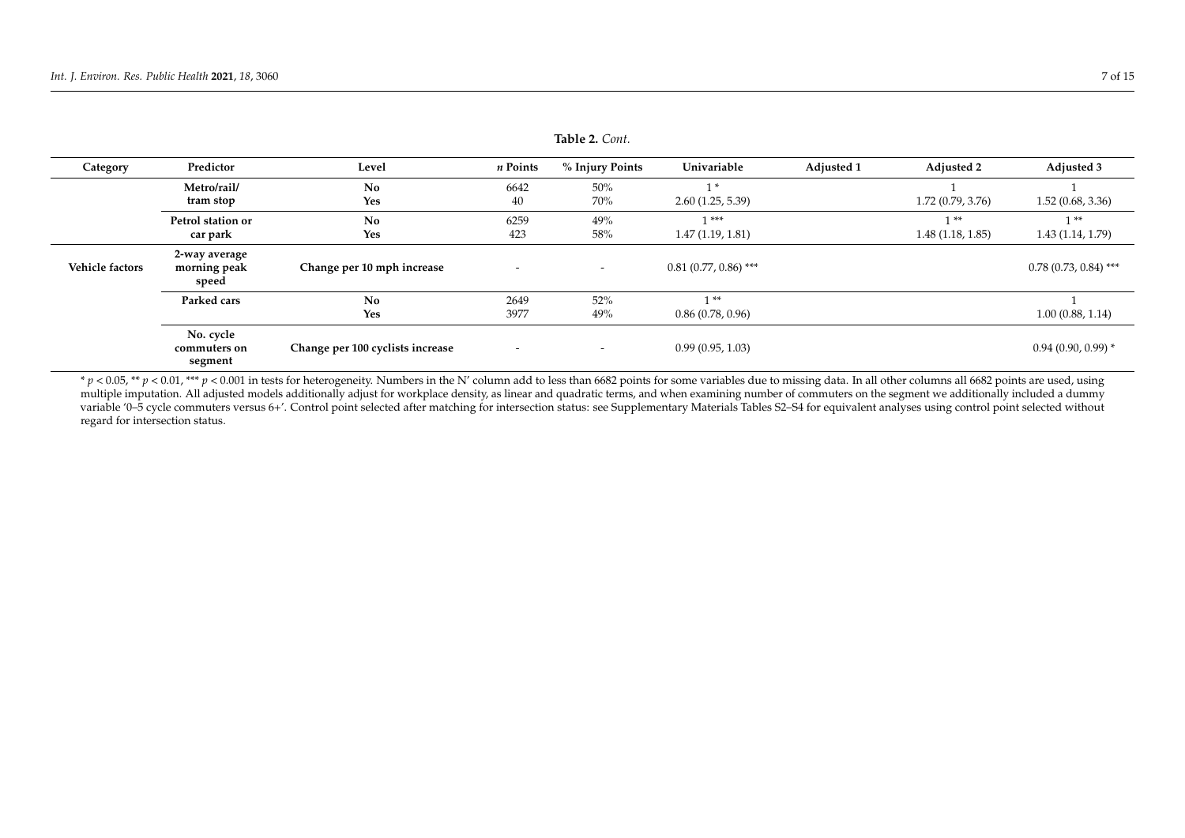**Table 2.** *Cont.*

| Category | Predictor | Level | *n* Points | % Injury Points | Univariable | Adjusted 1 | Adjusted 2 | Adjusted 3 |
|---|---|---|---|---|---|---|---|---|
| | **Metro/rail/ tram stop** | **No** | 6642 | 50% | 1 * | | 1 | 1 |
| | | **Yes** | 40 | 70% | 2.60 (1.25, 5.39) | | 1.72 (0.79, 3.76) | 1.52 (0.68, 3.36) |
| | **Petrol station or car park** | **No** | 6259 | 49% | 1 *** | | 1 ** | 1 ** |
| | | **Yes** | 423 | 58% | 1.47 (1.19, 1.81) | | 1.48 (1.18, 1.85) | 1.43 (1.14, 1.79) |
| **Vehicle factors** | **2-way average morning peak speed** | **Change per 10 mph increase** | - | - | 0.81 (0.77, 0.86) *** | | | 0.78 (0.73, 0.84) *** |
| | **Parked cars** | **No** | 2649 | 52% | 1 ** | | | 1 |
| | | **Yes** | 3977 | 49% | 0.86 (0.78, 0.96) | | | 1.00 (0.88, 1.14) |
| | **No. cycle commuters on segment** | **Change per 100 cyclists increase** | - | - | 0.99 (0.95, 1.03) | | | 0.94 (0.90, 0.99) * |

\* $p < 0.05$, ** $p < 0.01$, *** $p < 0.001$ in tests for heterogeneity. Numbers in the N' column add to less than 6682 points for some variables due to missing data. In all other columns all 6682 points are used, using multiple imputation. All adjusted models additionally adjust for workplace density, as linear and quadratic terms, and when examining number of commuters on the segment we additionally included a dummy variable '0–5 cycle commuters versus 6+'. Control point selected after matching for intersection status: see Supplementary Materials Tables S2–S4 for equivalent analyses using control point selected without regard for intersection status.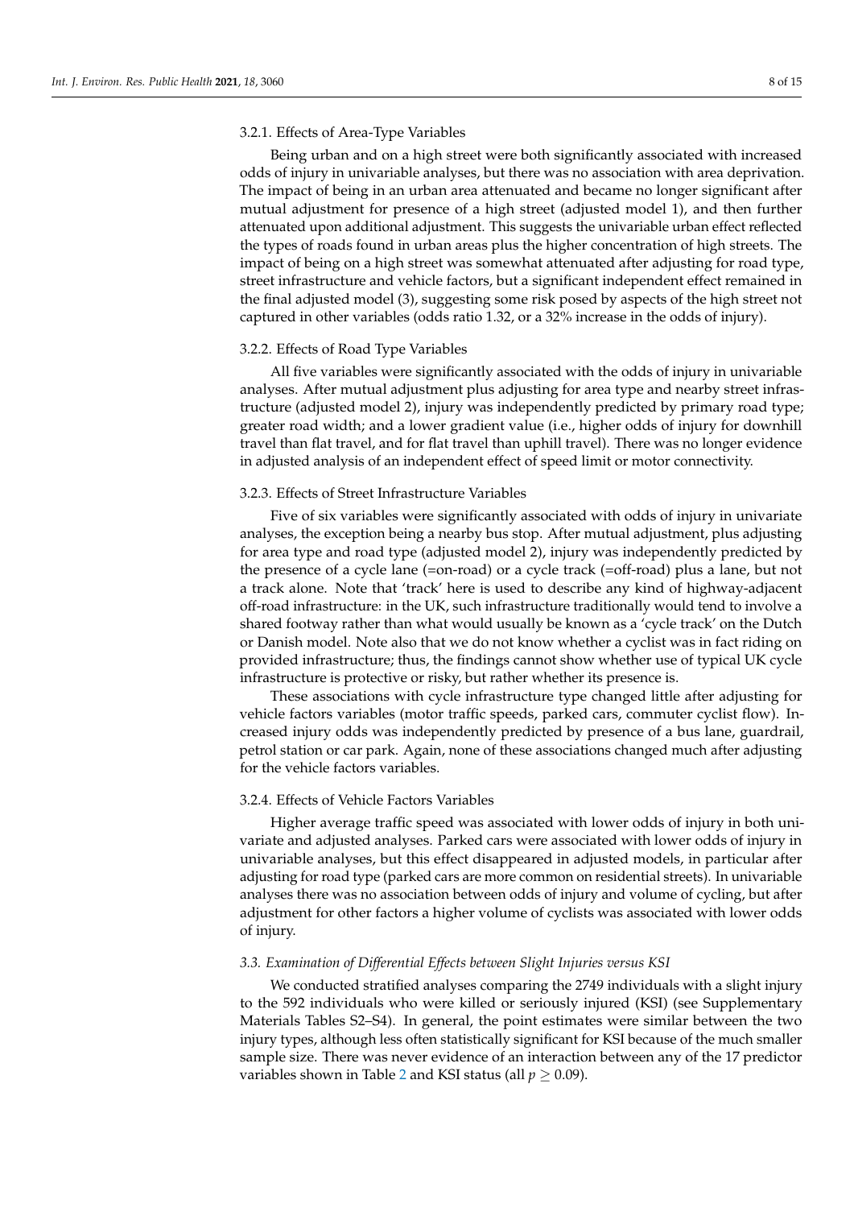#### 3.2.1. Effects of Area-Type Variables

Being urban and on a high street were both significantly associated with increased odds of injury in univariable analyses, but there was no association with area deprivation. The impact of being in an urban area attenuated and became no longer significant after mutual adjustment for presence of a high street (adjusted model 1), and then further attenuated upon additional adjustment. This suggests the univariable urban effect reflected the types of roads found in urban areas plus the higher concentration of high streets. The impact of being on a high street was somewhat attenuated after adjusting for road type, street infrastructure and vehicle factors, but a significant independent effect remained in the final adjusted model (3), suggesting some risk posed by aspects of the high street not captured in other variables (odds ratio 1.32, or a 32% increase in the odds of injury).

#### 3.2.2. Effects of Road Type Variables

All five variables were significantly associated with the odds of injury in univariable analyses. After mutual adjustment plus adjusting for area type and nearby street infrastructure (adjusted model 2), injury was independently predicted by primary road type; greater road width; and a lower gradient value (i.e., higher odds of injury for downhill travel than flat travel, and for flat travel than uphill travel). There was no longer evidence in adjusted analysis of an independent effect of speed limit or motor connectivity.

#### 3.2.3. Effects of Street Infrastructure Variables

Five of six variables were significantly associated with odds of injury in univariate analyses, the exception being a nearby bus stop. After mutual adjustment, plus adjusting for area type and road type (adjusted model 2), injury was independently predicted by the presence of a cycle lane (=on-road) or a cycle track (=off-road) plus a lane, but not a track alone. Note that 'track' here is used to describe any kind of highway-adjacent off-road infrastructure: in the UK, such infrastructure traditionally would tend to involve a shared footway rather than what would usually be known as a 'cycle track' on the Dutch or Danish model. Note also that we do not know whether a cyclist was in fact riding on provided infrastructure; thus, the findings cannot show whether use of typical UK cycle infrastructure is protective or risky, but rather whether its presence is.

These associations with cycle infrastructure type changed little after adjusting for vehicle factors variables (motor traffic speeds, parked cars, commuter cyclist flow). Increased injury odds was independently predicted by presence of a bus lane, guardrail, petrol station or car park. Again, none of these associations changed much after adjusting for the vehicle factors variables.

#### 3.2.4. Effects of Vehicle Factors Variables

Higher average traffic speed was associated with lower odds of injury in both univariate and adjusted analyses. Parked cars were associated with lower odds of injury in univariable analyses, but this effect disappeared in adjusted models, in particular after adjusting for road type (parked cars are more common on residential streets). In univariable analyses there was no association between odds of injury and volume of cycling, but after adjustment for other factors a higher volume of cyclists was associated with lower odds of injury.

### *3.3. Examination of Differential Effects between Slight Injuries versus KSI*

We conducted stratified analyses comparing the 2749 individuals with a slight injury to the 592 individuals who were killed or seriously injured (KSI) (see Supplementary Materials Tables S2–S4). In general, the point estimates were similar between the two injury types, although less often statistically significant for KSI because of the much smaller sample size. There was never evidence of an interaction between any of the 17 predictor variables shown in Table 2 and KSI status (all $p \geq 0.09$).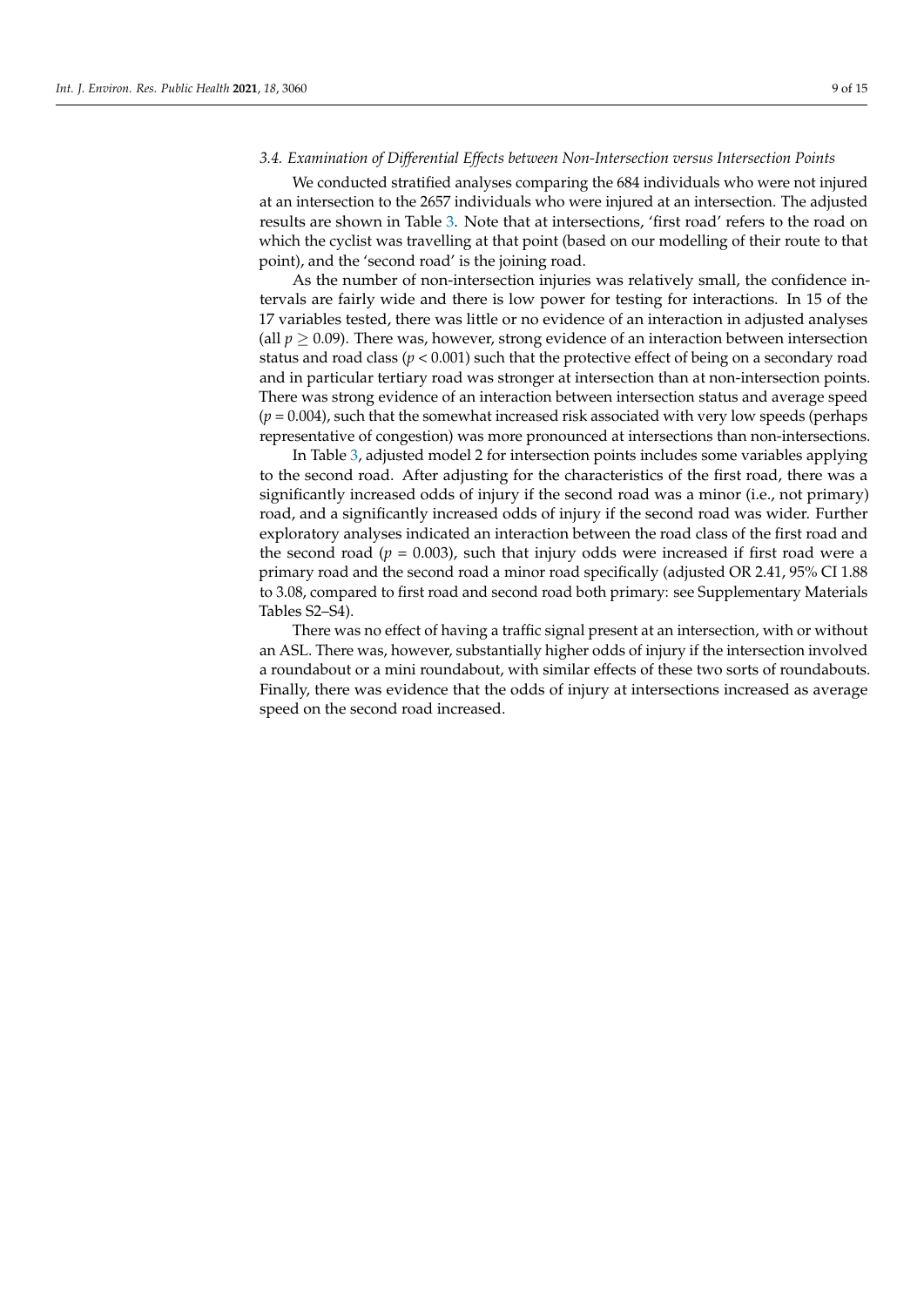### 3.4. Examination of Differential Effects between Non-Intersection versus Intersection Points

We conducted stratified analyses comparing the 684 individuals who were not injured at an intersection to the 2657 individuals who were injured at an intersection. The adjusted results are shown in Table 3. Note that at intersections, 'first road' refers to the road on which the cyclist was travelling at that point (based on our modelling of their route to that point), and the 'second road' is the joining road.

As the number of non-intersection injuries was relatively small, the confidence intervals are fairly wide and there is low power for testing for interactions. In 15 of the 17 variables tested, there was little or no evidence of an interaction in adjusted analyses (all $p \geq 0.09$). There was, however, strong evidence of an interaction between intersection status and road class ($p < 0.001$) such that the protective effect of being on a secondary road and in particular tertiary road was stronger at intersection than at non-intersection points. There was strong evidence of an interaction between intersection status and average speed ($p = 0.004$), such that the somewhat increased risk associated with very low speeds (perhaps representative of congestion) was more pronounced at intersections than non-intersections.

In Table 3, adjusted model 2 for intersection points includes some variables applying to the second road. After adjusting for the characteristics of the first road, there was a significantly increased odds of injury if the second road was a minor (i.e., not primary) road, and a significantly increased odds of injury if the second road was wider. Further exploratory analyses indicated an interaction between the road class of the first road and the second road ($p = 0.003$), such that injury odds were increased if first road were a primary road and the second road a minor road specifically (adjusted OR 2.41, 95% CI 1.88 to 3.08, compared to first road and second road both primary: see Supplementary Materials Tables S2–S4).

There was no effect of having a traffic signal present at an intersection, with or without an ASL. There was, however, substantially higher odds of injury if the intersection involved a roundabout or a mini roundabout, with similar effects of these two sorts of roundabouts. Finally, there was evidence that the odds of injury at intersections increased as average speed on the second road increased.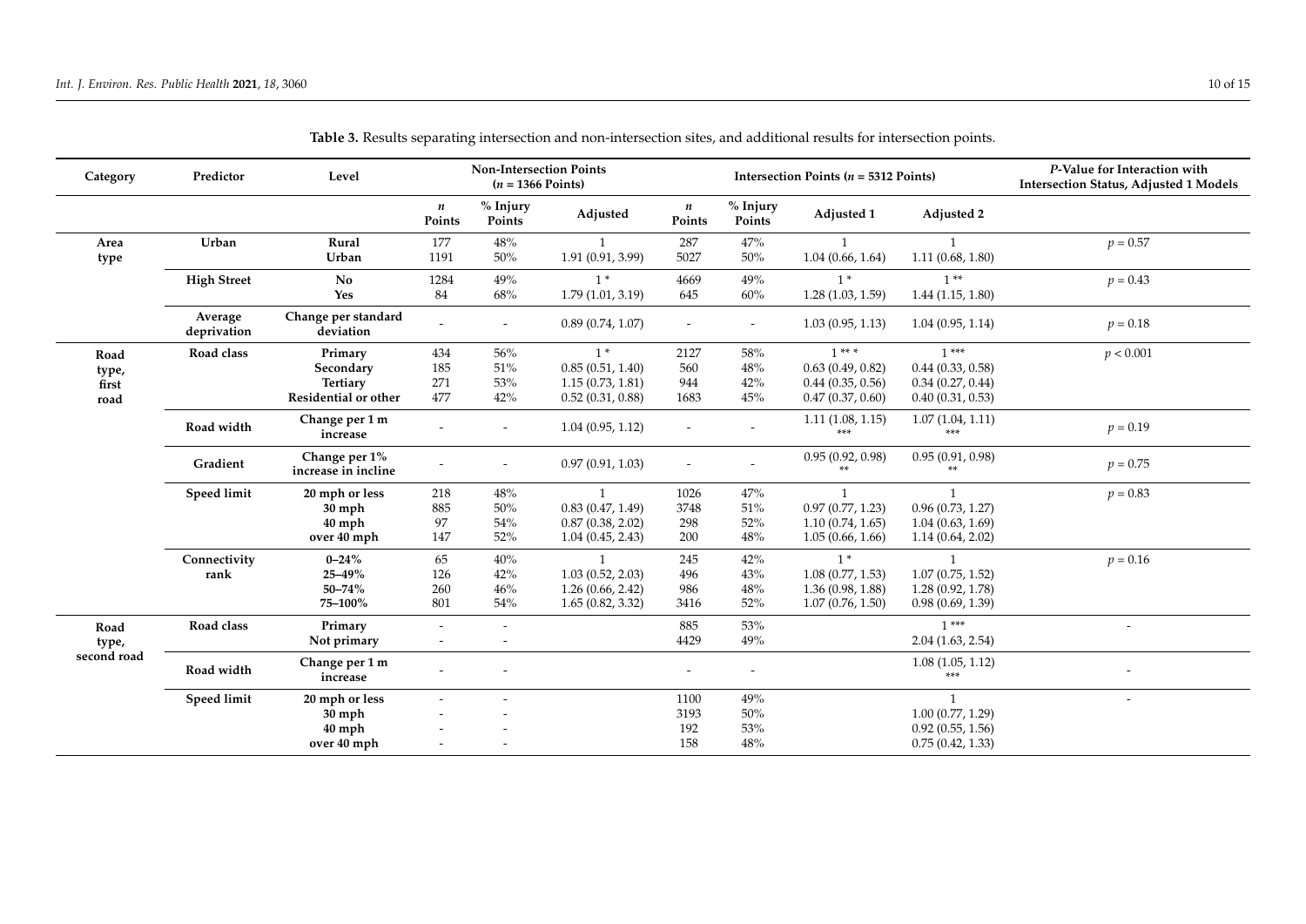**Table 3.** Results separating intersection and non-intersection sites, and additional results for intersection points.

| Category | Predictor | Level | Non-Intersection Points ($n$ = 1366 Points) | | | Intersection Points ($n$ = 5312 Points) | | | | *P*-Value for Interaction with Intersection Status, Adjusted 1 Models |
|---|---|---|---|---|---|---|---|---|---|---|
| | | | $n$ Points | % Injury Points | Adjusted | $n$ Points | % Injury Points | Adjusted 1 | Adjusted 2 | |
| **Area type** | **Urban** | **Rural** | 177 | 48% | 1 | 287 | 47% | 1 | 1 | $p = 0.57$ |
| | | **Urban** | 1191 | 50% | 1.91 (0.91, 3.99) | 5027 | 50% | 1.04 (0.66, 1.64) | 1.11 (0.68, 1.80) | |
| | **High Street** | **No** | 1284 | 49% | 1 * | 4669 | 49% | 1 * | 1 ** | $p = 0.43$ |
| | | **Yes** | 84 | 68% | 1.79 (1.01, 3.19) | 645 | 60% | 1.28 (1.03, 1.59) | 1.44 (1.15, 1.80) | |
| | **Average deprivation** | **Change per standard deviation** | - | - | 0.89 (0.74, 1.07) | - | - | 1.03 (0.95, 1.13) | 1.04 (0.95, 1.14) | $p = 0.18$ |
| **Road type, first road** | **Road class** | **Primary** | 434 | 56% | 1 * | 2127 | 58% | 1 *** | 1 *** | $p < 0.001$ |
| | | **Secondary** | 185 | 51% | 0.85 (0.51, 1.40) | 560 | 48% | 0.63 (0.49, 0.82) | 0.44 (0.33, 0.58) | |
| | | **Tertiary** | 271 | 53% | 1.15 (0.73, 1.81) | 944 | 42% | 0.44 (0.35, 0.56) | 0.34 (0.27, 0.44) | |
| | | **Residential or other** | 477 | 42% | 0.52 (0.31, 0.88) | 1683 | 45% | 0.47 (0.37, 0.60) | 0.40 (0.31, 0.53) | |
| | **Road width** | **Change per 1 m increase** | - | - | 1.04 (0.95, 1.12) | - | - | 1.11 (1.08, 1.15) *** | 1.07 (1.04, 1.11) *** | $p = 0.19$ |
| | **Gradient** | **Change per 1% increase in incline** | - | - | 0.97 (0.91, 1.03) | - | - | 0.95 (0.92, 0.98) ** | 0.95 (0.91, 0.98) ** | $p = 0.75$ |
| | **Speed limit** | **20 mph or less** | 218 | 48% | 1 | 1026 | 47% | 1 | 1 | $p = 0.83$ |
| | | **30 mph** | 885 | 50% | 0.83 (0.47, 1.49) | 3748 | 51% | 0.97 (0.77, 1.23) | 0.96 (0.73, 1.27) | |
| | | **40 mph** | 97 | 54% | 0.87 (0.38, 2.02) | 298 | 52% | 1.10 (0.74, 1.65) | 1.04 (0.63, 1.69) | |
| | | **over 40 mph** | 147 | 52% | 1.04 (0.45, 2.43) | 200 | 48% | 1.05 (0.66, 1.66) | 1.14 (0.64, 2.02) | |
| | **Connectivity rank** | **0–24%** | 65 | 40% | 1 | 245 | 42% | 1 * | 1 | $p = 0.16$ |
| | | **25–49%** | 126 | 42% | 1.03 (0.52, 2.03) | 496 | 43% | 1.08 (0.77, 1.53) | 1.07 (0.75, 1.52) | |
| | | **50–74%** | 260 | 46% | 1.26 (0.66, 2.42) | 986 | 48% | 1.36 (0.98, 1.88) | 1.28 (0.92, 1.78) | |
| | | **75–100%** | 801 | 54% | 1.65 (0.82, 3.32) | 3416 | 52% | 1.07 (0.76, 1.50) | 0.98 (0.69, 1.39) | |
| **Road type, second road** | **Road class** | **Primary** | - | - | | 885 | 53% | | 1 *** | - |
| | | **Not primary** | - | - | | 4429 | 49% | | 2.04 (1.63, 2.54) | |
| | **Road width** | **Change per 1 m increase** | - | - | | - | - | | 1.08 (1.05, 1.12) *** | - |
| | **Speed limit** | **20 mph or less** | - | - | | 1100 | 49% | | 1 | - |
| | | **30 mph** | - | - | | 3193 | 50% | | 1.00 (0.77, 1.29) | |
| | | **40 mph** | - | - | | 192 | 53% | | 0.92 (0.55, 1.56) | |
| | | **over 40 mph** | - | - | | 158 | 48% | | 0.75 (0.42, 1.33) | |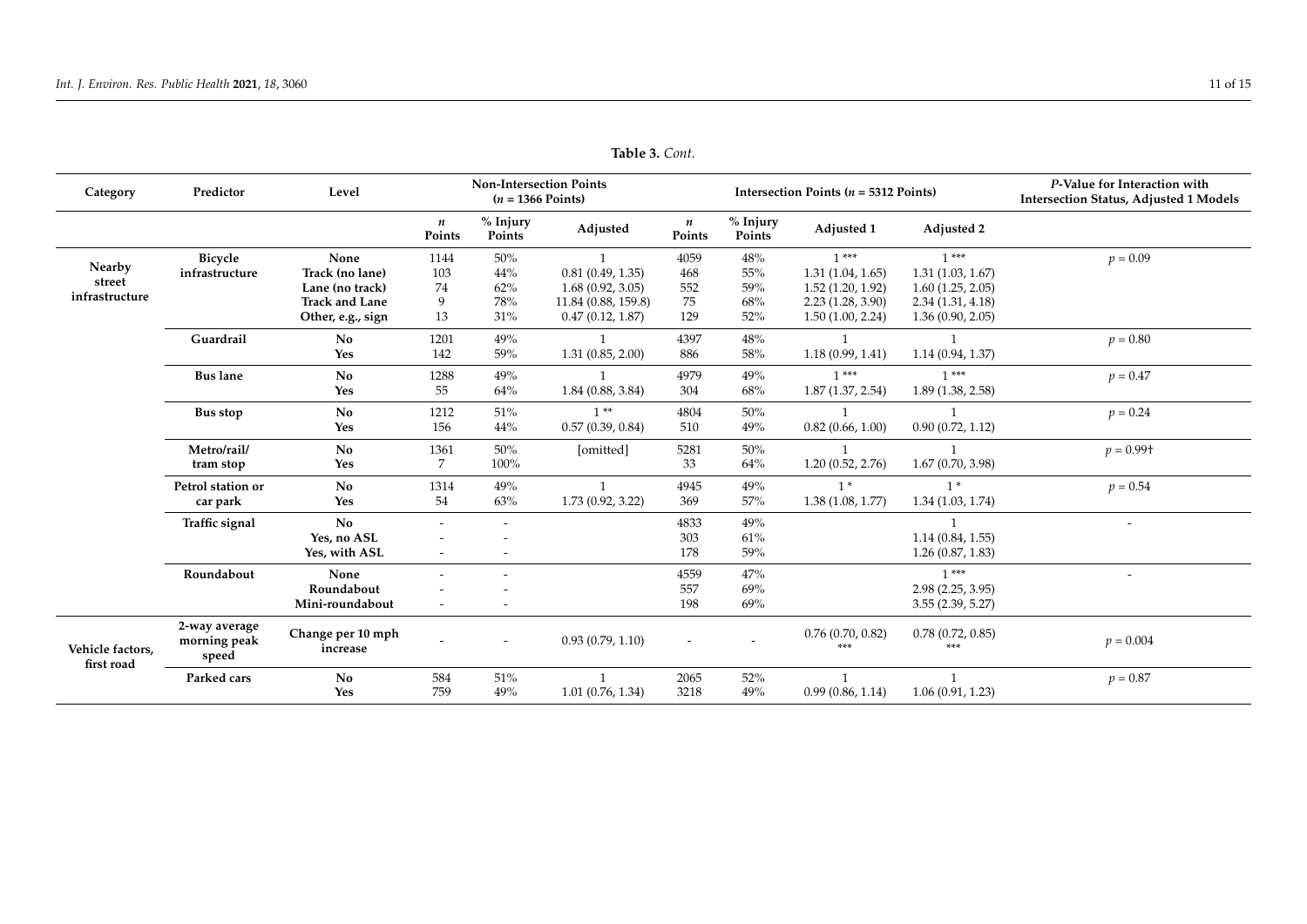**Table 3.** *Cont.*

| Category | Predictor | Level | Non-Intersection Points ($n$ = 1366 Points) | | | Intersection Points ($n$ = 5312 Points) | | | | $P$-Value for Interaction with Intersection Status, Adjusted 1 Models |
|---|---|---|---|---|---|---|---|---|---|---|
| | | | $n$ Points | % Injury Points | Adjusted | $n$ Points | % Injury Points | Adjusted 1 | Adjusted 2 | |
| Nearby street infrastructure | Bicycle infrastructure | None | 1144 | 50% | 1 | 4059 | 48% | 1 *** | 1 *** | $p$ = 0.09 |
| | | Track (no lane) | 103 | 44% | 0.81 (0.49, 1.35) | 468 | 55% | 1.31 (1.04, 1.65) | 1.31 (1.03, 1.67) | |
| | | Lane (no track) | 74 | 62% | 1.68 (0.92, 3.05) | 552 | 59% | 1.52 (1.20, 1.92) | 1.60 (1.25, 2.05) | |
| | | Track and Lane | 9 | 78% | 11.84 (0.88, 159.8) | 75 | 68% | 2.23 (1.28, 3.90) | 2.34 (1.31, 4.18) | |
| | | Other, e.g., sign | 13 | 31% | 0.47 (0.12, 1.87) | 129 | 52% | 1.50 (1.00, 2.24) | 1.36 (0.90, 2.05) | |
| | Guardrail | No | 1201 | 49% | 1 | 4397 | 48% | 1 | 1 | $p$ = 0.80 |
| | | Yes | 142 | 59% | 1.31 (0.85, 2.00) | 886 | 58% | 1.18 (0.99, 1.41) | 1.14 (0.94, 1.37) | |
| | Bus lane | No | 1288 | 49% | 1 | 4979 | 49% | 1 *** | 1 *** | $p$ = 0.47 |
| | | Yes | 55 | 64% | 1.84 (0.88, 3.84) | 304 | 68% | 1.87 (1.37, 2.54) | 1.89 (1.38, 2.58) | |
| | Bus stop | No | 1212 | 51% | 1 ** | 4804 | 50% | 1 | 1 | $p$ = 0.24 |
| | | Yes | 156 | 44% | 0.57 (0.39, 0.84) | 510 | 49% | 0.82 (0.66, 1.00) | 0.90 (0.72, 1.12) | |
| | Metro/rail/ tram stop | No | 1361 | 50% | [omitted] | 5281 | 50% | 1 | 1 | $p$ = 0.99† |
| | | Yes | 7 | 100% | | 33 | 64% | 1.20 (0.52, 2.76) | 1.67 (0.70, 3.98) | |
| | Petrol station or car park | No | 1314 | 49% | 1 | 4945 | 49% | 1 * | 1 * | $p$ = 0.54 |
| | | Yes | 54 | 63% | 1.73 (0.92, 3.22) | 369 | 57% | 1.38 (1.08, 1.77) | 1.34 (1.03, 1.74) | |
| | Traffic signal | No | - | - | | 4833 | 49% | | 1 | - |
| | | Yes, no ASL | - | - | | 303 | 61% | | 1.14 (0.84, 1.55) | |
| | | Yes, with ASL | - | - | | 178 | 59% | | 1.26 (0.87, 1.83) | |
| | Roundabout | None | - | - | | 4559 | 47% | | 1 *** | - |
| | | Roundabout | - | - | | 557 | 69% | | 2.98 (2.25, 3.95) | |
| | | Mini-roundabout | - | - | | 198 | 69% | | 3.55 (2.39, 5.27) | |
| Vehicle factors, first road | 2-way average morning peak speed | Change per 10 mph increase | - | - | 0.93 (0.79, 1.10) | - | - | 0.76 (0.70, 0.82) *** | 0.78 (0.72, 0.85) *** | $p$ = 0.004 |
| | Parked cars | No | 584 | 51% | 1 | 2065 | 52% | 1 | 1 | $p$ = 0.87 |
| | | Yes | 759 | 49% | 1.01 (0.76, 1.34) | 3218 | 49% | 0.99 (0.86, 1.14) | 1.06 (0.91, 1.23) | |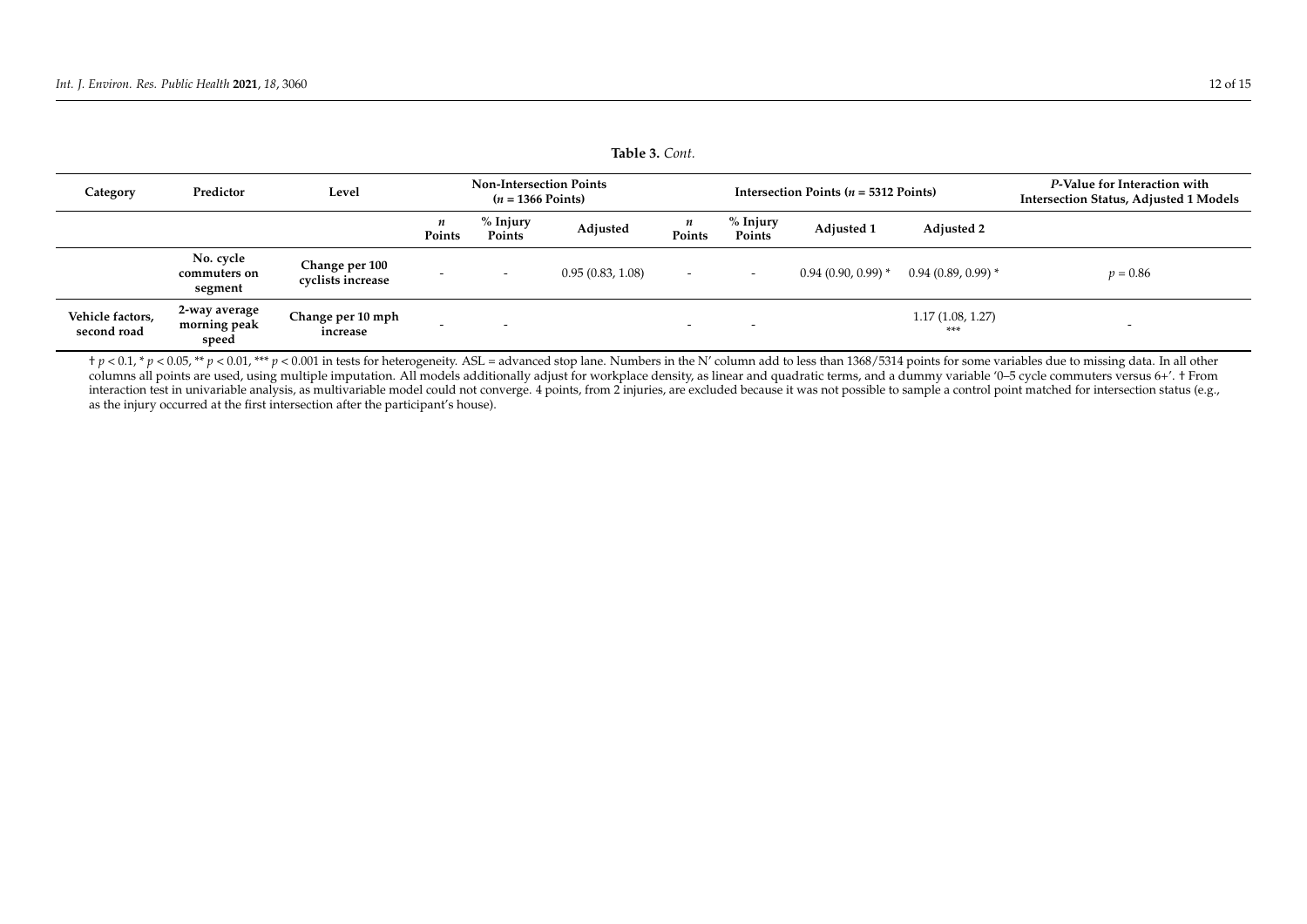**Table 3.** *Cont.*

| Category | Predictor | Level | Non-Intersection Points ($n$ = 1366 Points) | | | Intersection Points ($n$ = 5312 Points) | | | | *P*-Value for Interaction with Intersection Status, Adjusted 1 Models |
|---|---|---|---|---|---|---|---|---|---|---|
| | | | *n* Points | % Injury Points | Adjusted | *n* Points | % Injury Points | Adjusted 1 | Adjusted 2 | |
| | No. cycle commuters on segment | Change per 100 cyclists increase | - | - | 0.95 (0.83, 1.08) | - | - | 0.94 (0.90, 0.99) * | 0.94 (0.89, 0.99) * | $p$ = 0.86 |
| Vehicle factors, second road | 2-way average morning peak speed | Change per 10 mph increase | - | - | | - | - | | 1.17 (1.08, 1.27) *** | - |

† $p < 0.1$, * $p < 0.05$, ** $p < 0.01$, *** $p < 0.001$ in tests for heterogeneity. ASL = advanced stop lane. Numbers in the N' column add to less than 1368/5314 points for some variables due to missing data. In all other columns all points are used, using multiple imputation. All models additionally adjust for workplace density, as linear and quadratic terms, and a dummy variable '0–5 cycle commuters versus 6+'. † From interaction test in univariable analysis, as multivariable model could not converge. 4 points, from 2 injuries, are excluded because it was not possible to sample a control point matched for intersection status (e.g., as the injury occurred at the first intersection after the participant's house).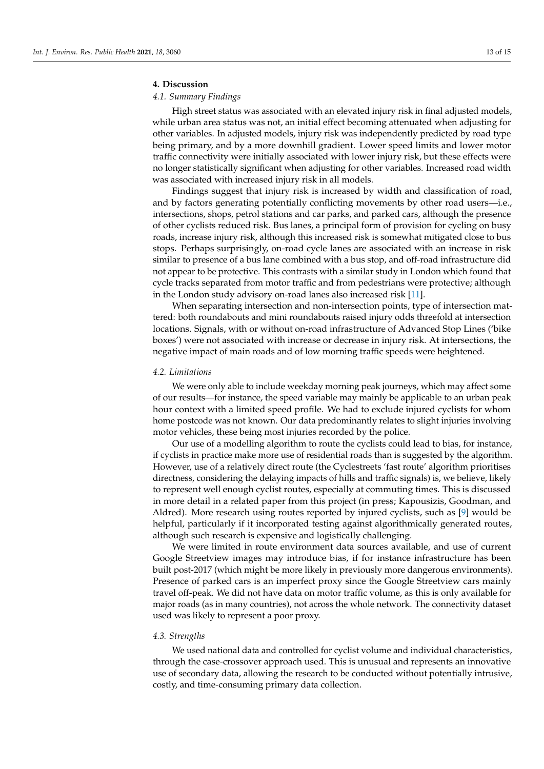## 4. Discussion

### 4.1. Summary Findings

High street status was associated with an elevated injury risk in final adjusted models, while urban area status was not, an initial effect becoming attenuated when adjusting for other variables. In adjusted models, injury risk was independently predicted by road type being primary, and by a more downhill gradient. Lower speed limits and lower motor traffic connectivity were initially associated with lower injury risk, but these effects were no longer statistically significant when adjusting for other variables. Increased road width was associated with increased injury risk in all models.

Findings suggest that injury risk is increased by width and classification of road, and by factors generating potentially conflicting movements by other road users—i.e., intersections, shops, petrol stations and car parks, and parked cars, although the presence of other cyclists reduced risk. Bus lanes, a principal form of provision for cycling on busy roads, increase injury risk, although this increased risk is somewhat mitigated close to bus stops. Perhaps surprisingly, on-road cycle lanes are associated with an increase in risk similar to presence of a bus lane combined with a bus stop, and off-road infrastructure did not appear to be protective. This contrasts with a similar study in London which found that cycle tracks separated from motor traffic and from pedestrians were protective; although in the London study advisory on-road lanes also increased risk [11].

When separating intersection and non-intersection points, type of intersection mattered: both roundabouts and mini roundabouts raised injury odds threefold at intersection locations. Signals, with or without on-road infrastructure of Advanced Stop Lines ('bike boxes') were not associated with increase or decrease in injury risk. At intersections, the negative impact of main roads and of low morning traffic speeds were heightened.

### 4.2. Limitations

We were only able to include weekday morning peak journeys, which may affect some of our results—for instance, the speed variable may mainly be applicable to an urban peak hour context with a limited speed profile. We had to exclude injured cyclists for whom home postcode was not known. Our data predominantly relates to slight injuries involving motor vehicles, these being most injuries recorded by the police.

Our use of a modelling algorithm to route the cyclists could lead to bias, for instance, if cyclists in practice make more use of residential roads than is suggested by the algorithm. However, use of a relatively direct route (the Cyclestreets 'fast route' algorithm prioritises directness, considering the delaying impacts of hills and traffic signals) is, we believe, likely to represent well enough cyclist routes, especially at commuting times. This is discussed in more detail in a related paper from this project (in press; Kapousizis, Goodman, and Aldred). More research using routes reported by injured cyclists, such as [9] would be helpful, particularly if it incorporated testing against algorithmically generated routes, although such research is expensive and logistically challenging.

We were limited in route environment data sources available, and use of current Google Streetview images may introduce bias, if for instance infrastructure has been built post-2017 (which might be more likely in previously more dangerous environments). Presence of parked cars is an imperfect proxy since the Google Streetview cars mainly travel off-peak. We did not have data on motor traffic volume, as this is only available for major roads (as in many countries), not across the whole network. The connectivity dataset used was likely to represent a poor proxy.

### 4.3. Strengths

We used national data and controlled for cyclist volume and individual characteristics, through the case-crossover approach used. This is unusual and represents an innovative use of secondary data, allowing the research to be conducted without potentially intrusive, costly, and time-consuming primary data collection.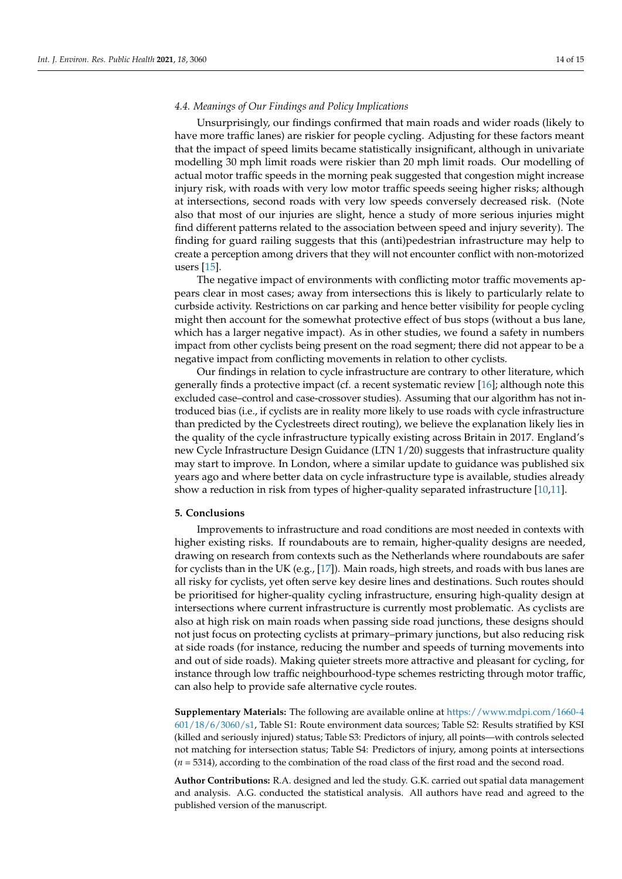### 4.4. Meanings of Our Findings and Policy Implications

Unsurprisingly, our findings confirmed that main roads and wider roads (likely to have more traffic lanes) are riskier for people cycling. Adjusting for these factors meant that the impact of speed limits became statistically insignificant, although in univariate modelling 30 mph limit roads were riskier than 20 mph limit roads. Our modelling of actual motor traffic speeds in the morning peak suggested that congestion might increase injury risk, with roads with very low motor traffic speeds seeing higher risks; although at intersections, second roads with very low speeds conversely decreased risk. (Note also that most of our injuries are slight, hence a study of more serious injuries might find different patterns related to the association between speed and injury severity). The finding for guard railing suggests that this (anti)pedestrian infrastructure may help to create a perception among drivers that they will not encounter conflict with non-motorized users [15].

The negative impact of environments with conflicting motor traffic movements appears clear in most cases; away from intersections this is likely to particularly relate to curbside activity. Restrictions on car parking and hence better visibility for people cycling might then account for the somewhat protective effect of bus stops (without a bus lane, which has a larger negative impact). As in other studies, we found a safety in numbers impact from other cyclists being present on the road segment; there did not appear to be a negative impact from conflicting movements in relation to other cyclists.

Our findings in relation to cycle infrastructure are contrary to other literature, which generally finds a protective impact (cf. a recent systematic review [16]; although note this excluded case–control and case-crossover studies). Assuming that our algorithm has not introduced bias (i.e., if cyclists are in reality more likely to use roads with cycle infrastructure than predicted by the Cyclestreets direct routing), we believe the explanation likely lies in the quality of the cycle infrastructure typically existing across Britain in 2017. England's new Cycle Infrastructure Design Guidance (LTN 1/20) suggests that infrastructure quality may start to improve. In London, where a similar update to guidance was published six years ago and where better data on cycle infrastructure type is available, studies already show a reduction in risk from types of higher-quality separated infrastructure [10,11].

## 5. Conclusions

Improvements to infrastructure and road conditions are most needed in contexts with higher existing risks. If roundabouts are to remain, higher-quality designs are needed, drawing on research from contexts such as the Netherlands where roundabouts are safer for cyclists than in the UK (e.g., [17]). Main roads, high streets, and roads with bus lanes are all risky for cyclists, yet often serve key desire lines and destinations. Such routes should be prioritised for higher-quality cycling infrastructure, ensuring high-quality design at intersections where current infrastructure is currently most problematic. As cyclists are also at high risk on main roads when passing side road junctions, these designs should not just focus on protecting cyclists at primary–primary junctions, but also reducing risk at side roads (for instance, reducing the number and speeds of turning movements into and out of side roads). Making quieter streets more attractive and pleasant for cycling, for instance through low traffic neighbourhood-type schemes restricting through motor traffic, can also help to provide safe alternative cycle routes.

**Supplementary Materials:** The following are available online at https://www.mdpi.com/1660-4601/18/6/3060/s1, Table S1: Route environment data sources; Table S2: Results stratified by KSI (killed and seriously injured) status; Table S3: Predictors of injury, all points—with controls selected not matching for intersection status; Table S4: Predictors of injury, among points at intersections ($n$ = 5314), according to the combination of the road class of the first road and the second road.

**Author Contributions:** R.A. designed and led the study. G.K. carried out spatial data management and analysis. A.G. conducted the statistical analysis. All authors have read and agreed to the published version of the manuscript.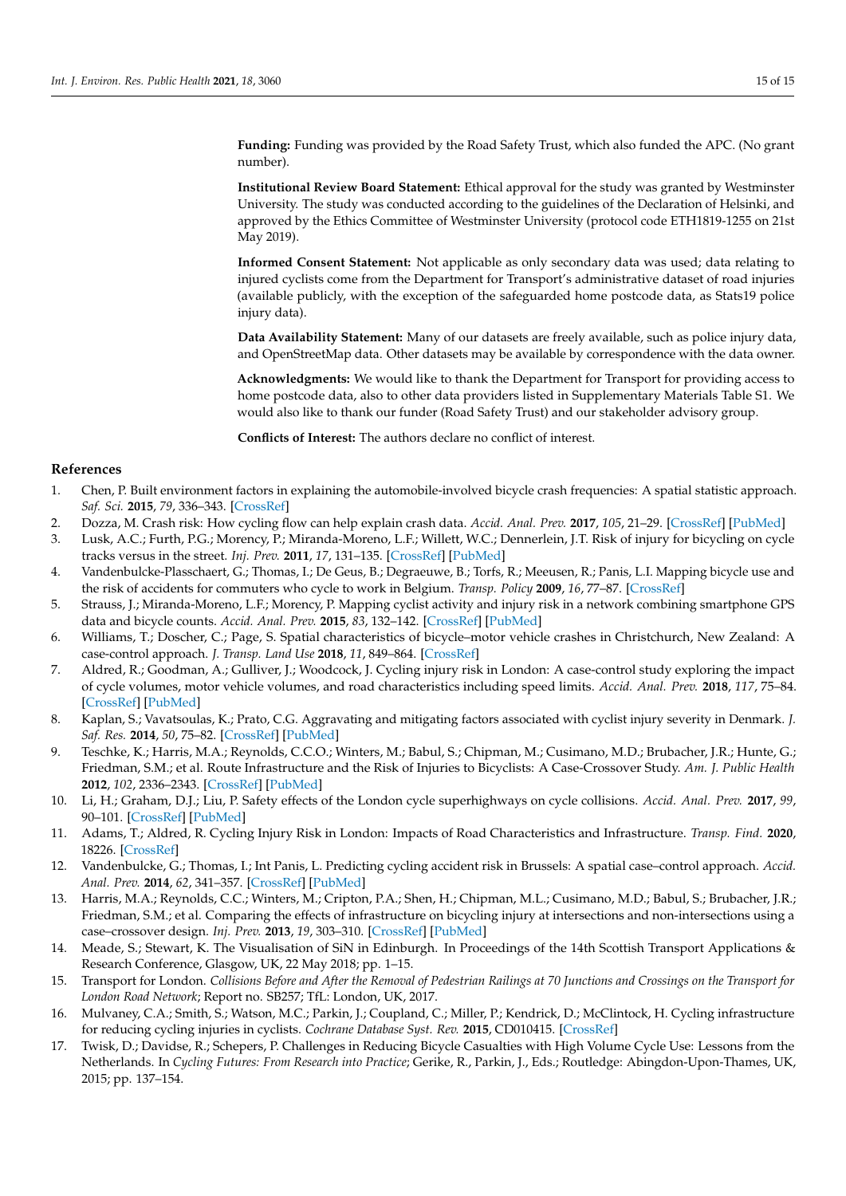**Funding:** Funding was provided by the Road Safety Trust, which also funded the APC. (No grant number).

**Institutional Review Board Statement:** Ethical approval for the study was granted by Westminster University. The study was conducted according to the guidelines of the Declaration of Helsinki, and approved by the Ethics Committee of Westminster University (protocol code ETH1819-1255 on 21st May 2019).

**Informed Consent Statement:** Not applicable as only secondary data was used; data relating to injured cyclists come from the Department for Transport's administrative dataset of road injuries (available publicly, with the exception of the safeguarded home postcode data, as Stats19 police injury data).

**Data Availability Statement:** Many of our datasets are freely available, such as police injury data, and OpenStreetMap data. Other datasets may be available by correspondence with the data owner.

**Acknowledgments:** We would like to thank the Department for Transport for providing access to home postcode data, also to other data providers listed in Supplementary Materials Table S1. We would also like to thank our funder (Road Safety Trust) and our stakeholder advisory group.

**Conflicts of Interest:** The authors declare no conflict of interest.

## References

1. Chen, P. Built environment factors in explaining the automobile-involved bicycle crash frequencies: A spatial statistic approach. *Saf. Sci.* **2015**, *79*, 336–343. [CrossRef]
2. Dozza, M. Crash risk: How cycling flow can help explain crash data. *Accid. Anal. Prev.* **2017**, *105*, 21–29. [CrossRef] [PubMed]
3. Lusk, A.C.; Furth, P.G.; Morency, P.; Miranda-Moreno, L.F.; Willett, W.C.; Dennerlein, J.T. Risk of injury for bicycling on cycle tracks versus in the street. *Inj. Prev.* **2011**, *17*, 131–135. [CrossRef] [PubMed]
4. Vandenbulcke-Plasschaert, G.; Thomas, I.; De Geus, B.; Degraeuwe, B.; Torfs, R.; Meeusen, R.; Panis, L.I. Mapping bicycle use and the risk of accidents for commuters who cycle to work in Belgium. *Transp. Policy* **2009**, *16*, 77–87. [CrossRef]
5. Strauss, J.; Miranda-Moreno, L.F.; Morency, P. Mapping cyclist activity and injury risk in a network combining smartphone GPS data and bicycle counts. *Accid. Anal. Prev.* **2015**, *83*, 132–142. [CrossRef] [PubMed]
6. Williams, T.; Doscher, C.; Page, S. Spatial characteristics of bicycle–motor vehicle crashes in Christchurch, New Zealand: A case-control approach. *J. Transp. Land Use* **2018**, *11*, 849–864. [CrossRef]
7. Aldred, R.; Goodman, A.; Gulliver, J.; Woodcock, J. Cycling injury risk in London: A case-control study exploring the impact of cycle volumes, motor vehicle volumes, and road characteristics including speed limits. *Accid. Anal. Prev.* **2018**, *117*, 75–84. [CrossRef] [PubMed]
8. Kaplan, S.; Vavatsoulas, K.; Prato, C.G. Aggravating and mitigating factors associated with cyclist injury severity in Denmark. *J. Saf. Res.* **2014**, *50*, 75–82. [CrossRef] [PubMed]
9. Teschke, K.; Harris, M.A.; Reynolds, C.C.O.; Winters, M.; Babul, S.; Chipman, M.; Cusimano, M.D.; Brubacher, J.R.; Hunte, G.; Friedman, S.M.; et al. Route Infrastructure and the Risk of Injuries to Bicyclists: A Case-Crossover Study. *Am. J. Public Health* **2012**, *102*, 2336–2343. [CrossRef] [PubMed]
10. Li, H.; Graham, D.J.; Liu, P. Safety effects of the London cycle superhighways on cycle collisions. *Accid. Anal. Prev.* **2017**, *99*, 90–101. [CrossRef] [PubMed]
11. Adams, T.; Aldred, R. Cycling Injury Risk in London: Impacts of Road Characteristics and Infrastructure. *Transp. Find.* **2020**, 18226. [CrossRef]
12. Vandenbulcke, G.; Thomas, I.; Int Panis, L. Predicting cycling accident risk in Brussels: A spatial case–control approach. *Accid. Anal. Prev.* **2014**, *62*, 341–357. [CrossRef] [PubMed]
13. Harris, M.A.; Reynolds, C.C.; Winters, M.; Cripton, P.A.; Shen, H.; Chipman, M.L.; Cusimano, M.D.; Babul, S.; Brubacher, J.R.; Friedman, S.M.; et al. Comparing the effects of infrastructure on bicycling injury at intersections and non-intersections using a case–crossover design. *Inj. Prev.* **2013**, *19*, 303–310. [CrossRef] [PubMed]
14. Meade, S.; Stewart, K. The Visualisation of SiN in Edinburgh. In Proceedings of the 14th Scottish Transport Applications & Research Conference, Glasgow, UK, 22 May 2018; pp. 1–15.
15. Transport for London. *Collisions Before and After the Removal of Pedestrian Railings at 70 Junctions and Crossings on the Transport for London Road Network*; Report no. SB257; TfL: London, UK, 2017.
16. Mulvaney, C.A.; Smith, S.; Watson, M.C.; Parkin, J.; Coupland, C.; Miller, P.; Kendrick, D.; McClintock, H. Cycling infrastructure for reducing cycling injuries in cyclists. *Cochrane Database Syst. Rev.* **2015**, CD010415. [CrossRef]
17. Twisk, D.; Davidse, R.; Schepers, P. Challenges in Reducing Bicycle Casualties with High Volume Cycle Use: Lessons from the Netherlands. In *Cycling Futures: From Research into Practice*; Gerike, R., Parkin, J., Eds.; Routledge: Abingdon-Upon-Thames, UK, 2015; pp. 137–154.